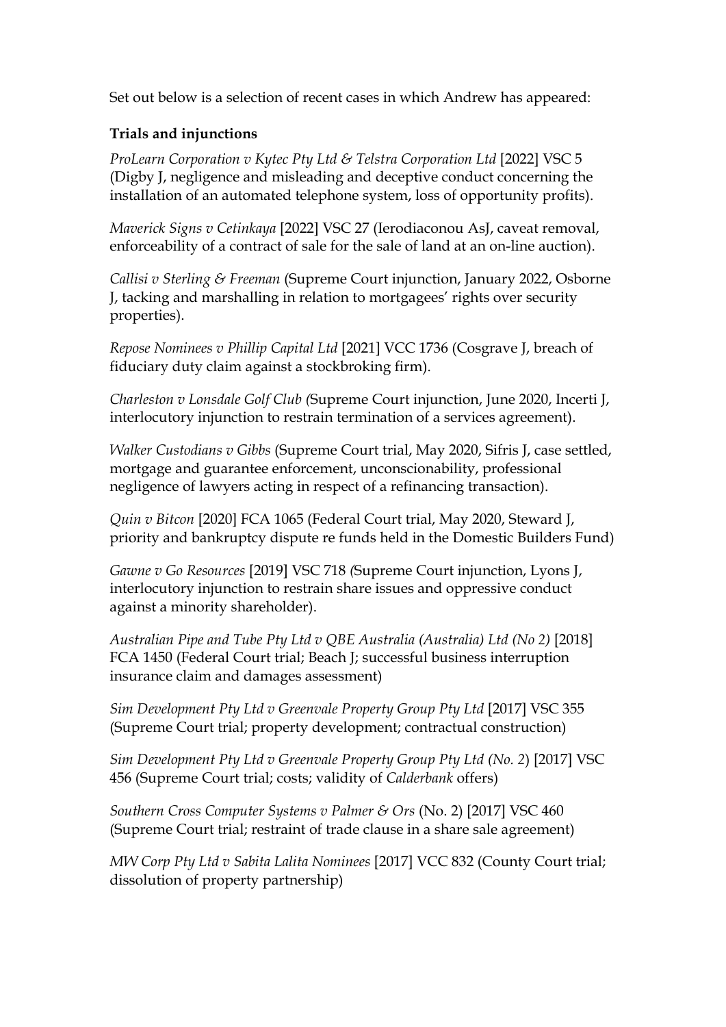Set out below is a selection of recent cases in which Andrew has appeared:

**Trials and injunctions**

*ProLearn Corporation v Kytec Pty Ltd & Telstra Corporation Ltd* [2022] VSC 5 (Digby J, negligence and misleading and deceptive conduct concerning the installation of an automated telephone system, loss of opportunity profits).

*Maverick Signs v Cetinkaya* [2022] VSC 27 (Ierodiaconou AsJ, caveat removal, enforceability of a contract of sale for the sale of land at an on-line auction).

*Callisi v Sterling & Freeman* (Supreme Court injunction, January 2022, Osborne J, tacking and marshalling in relation to mortgagees' rights over security properties).

*Repose Nominees v Phillip Capital Ltd* [2021] VCC 1736 (Cosgrave J, breach of fiduciary duty claim against a stockbroking firm).

*Charleston v Lonsdale Golf Club (*Supreme Court injunction, June 2020, Incerti J, interlocutory injunction to restrain termination of a services agreement).

*Walker Custodians v Gibbs* (Supreme Court trial, May 2020, Sifris J, case settled, mortgage and guarantee enforcement, unconscionability, professional negligence of lawyers acting in respect of a refinancing transaction).

*Quin v Bitcon* [2020] FCA 1065 (Federal Court trial, May 2020, Steward J, priority and bankruptcy dispute re funds held in the Domestic Builders Fund)

*Gawne v Go Resources* [2019] VSC 718 *(*Supreme Court injunction, Lyons J, interlocutory injunction to restrain share issues and oppressive conduct against a minority shareholder).

*Australian Pipe and Tube Pty Ltd v QBE Australia (Australia) Ltd (No 2)* [2018] FCA 1450 (Federal Court trial; Beach J; successful business interruption insurance claim and damages assessment)

*Sim Development Pty Ltd v Greenvale Property Group Pty Ltd* [2017] VSC 355 (Supreme Court trial; property development; contractual construction)

*Sim Development Pty Ltd v Greenvale Property Group Pty Ltd (No. 2*) [2017] VSC 456 (Supreme Court trial; costs; validity of *Calderbank* offers)

*Southern Cross Computer Systems v Palmer & Ors* (No. 2) [2017] VSC 460 (Supreme Court trial; restraint of trade clause in a share sale agreement)

*MW Corp Pty Ltd v Sabita Lalita Nominees* [2017] VCC 832 (County Court trial; dissolution of property partnership)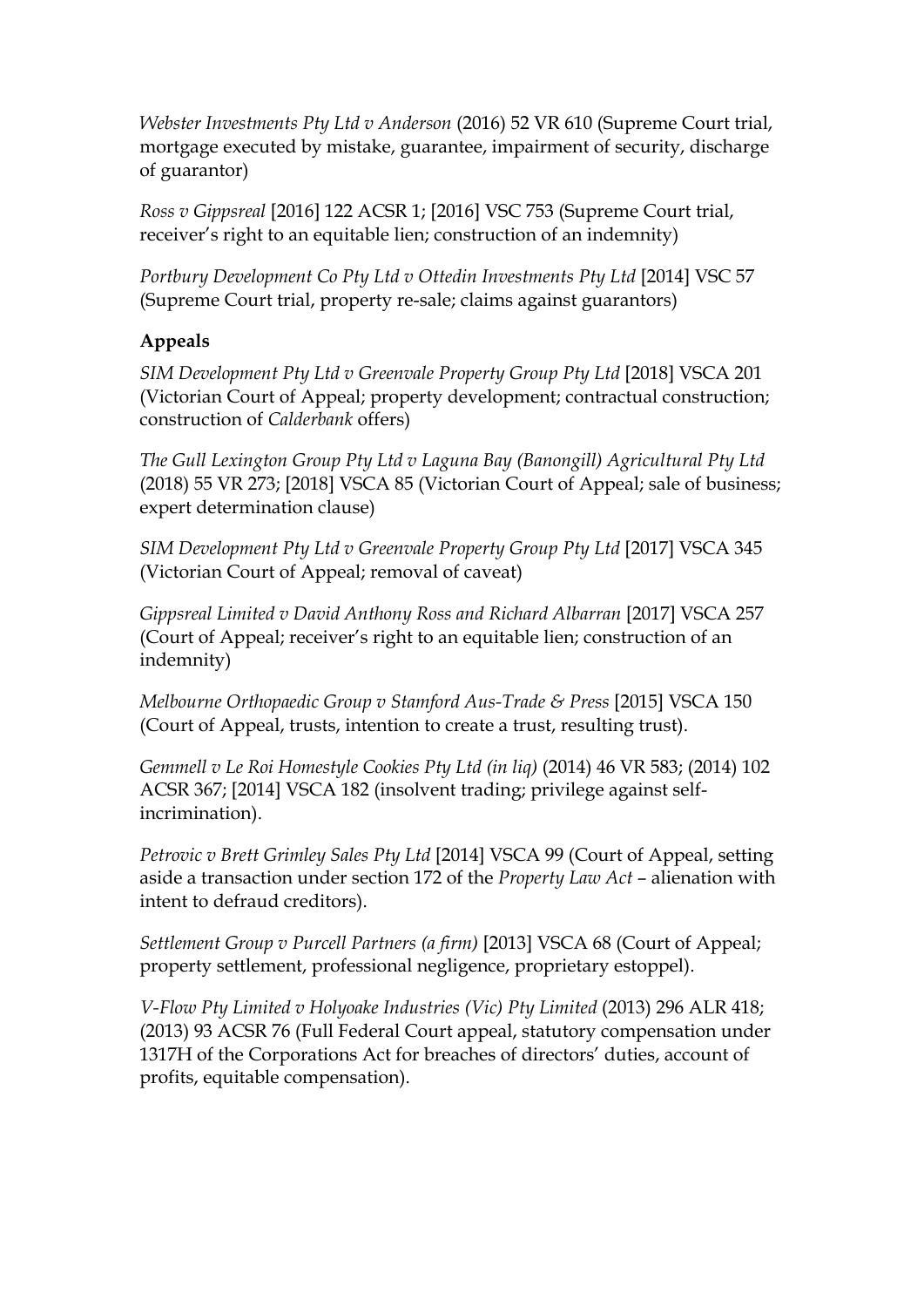*Webster Investments Pty Ltd v Anderson* (2016) 52 VR 610 (Supreme Court trial, mortgage executed by mistake, guarantee, impairment of security, discharge of guarantor)

*Ross v Gippsreal* [2016] 122 ACSR 1; [2016] VSC 753 (Supreme Court trial, receiver's right to an equitable lien; construction of an indemnity)

*Portbury Development Co Pty Ltd v Ottedin Investments Pty Ltd* [2014] VSC 57 (Supreme Court trial, property re-sale; claims against guarantors)

**Appeals**

*SIM Development Pty Ltd v Greenvale Property Group Pty Ltd* [2018] VSCA 201 (Victorian Court of Appeal; property development; contractual construction; construction of *Calderbank* offers)

*The Gull Lexington Group Pty Ltd v Laguna Bay (Banongill) Agricultural Pty Ltd* (2018) 55 VR 273; [2018] VSCA 85 (Victorian Court of Appeal; sale of business; expert determination clause)

*SIM Development Pty Ltd v Greenvale Property Group Pty Ltd* [2017] VSCA 345 (Victorian Court of Appeal; removal of caveat)

*Gippsreal Limited v David Anthony Ross and Richard Albarran* [2017] VSCA 257 (Court of Appeal; receiver's right to an equitable lien; construction of an indemnity)

*Melbourne Orthopaedic Group v Stamford Aus-Trade & Press* [2015] VSCA 150 (Court of Appeal, trusts, intention to create a trust, resulting trust).

*Gemmell v Le Roi Homestyle Cookies Pty Ltd (in liq)* (2014) 46 VR 583; (2014) 102 ACSR 367; [2014] VSCA 182 (insolvent trading; privilege against self-incrimination).

*Petrovic v Brett Grimley Sales Pty Ltd* [2014] VSCA 99 (Court of Appeal, setting aside a transaction under section 172 of the *Property Law Act* – alienation with intent to defraud creditors).

*Settlement Group v Purcell Partners (a firm)* [2013] VSCA 68 (Court of Appeal; property settlement, professional negligence, proprietary estoppel).

*V-Flow Pty Limited v Holyoake Industries (Vic) Pty Limited* (2013) 296 ALR 418; (2013) 93 ACSR 76 (Full Federal Court appeal, statutory compensation under 1317H of the Corporations Act for breaches of directors' duties, account of profits, equitable compensation).